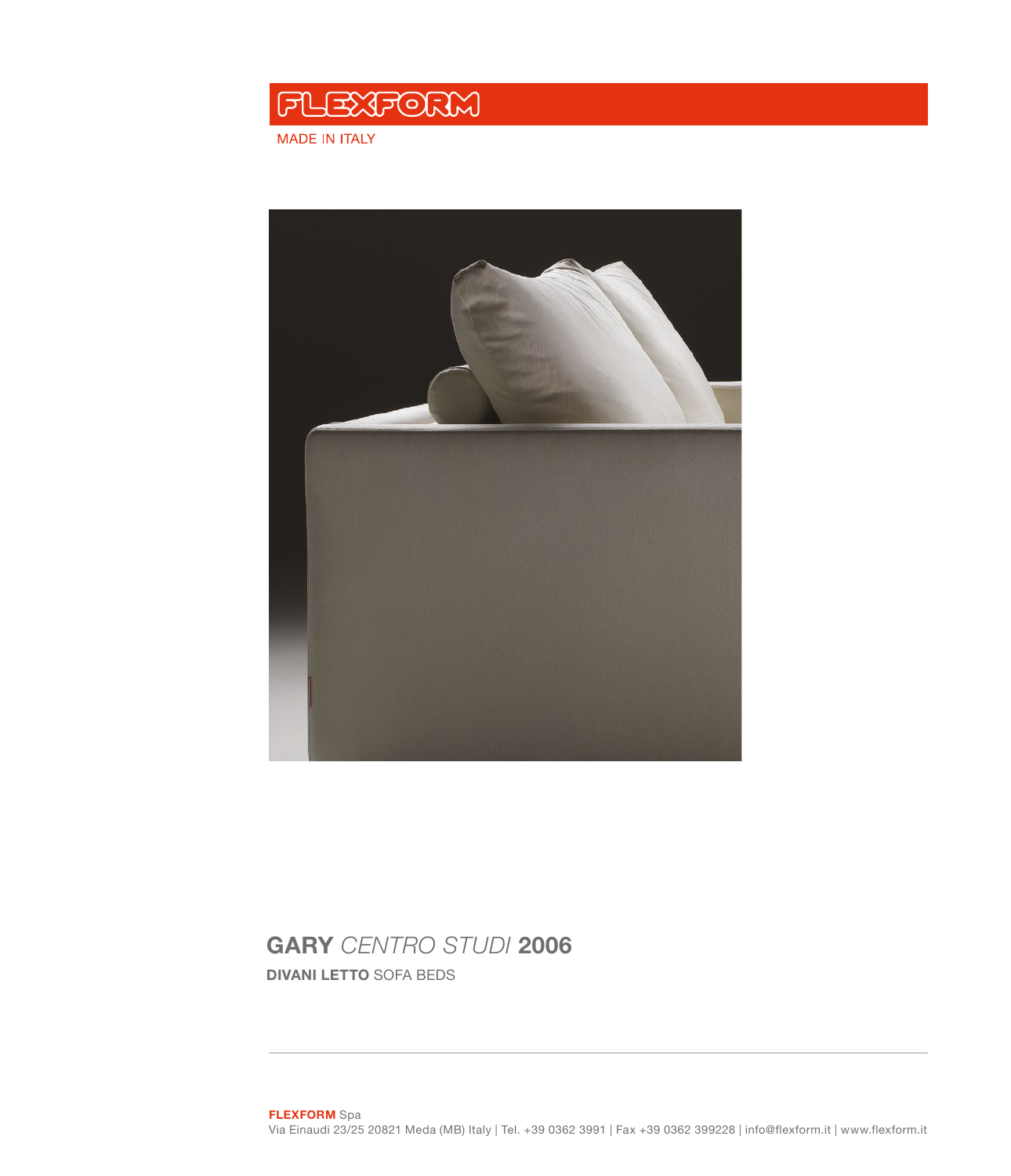FLEXFORM

MADE IN ITALY

# **GARY** *CENTRO STUDI* **2006**

**DIVANI LETTO** SOFA BEDS

---

**FLEXFORM** Spa
Via Einaudi 23/25 20821 Meda (MB) Italy | Tel. +39 0362 3991 | Fax +39 0362 399228 | info@flexform.it | www.flexform.it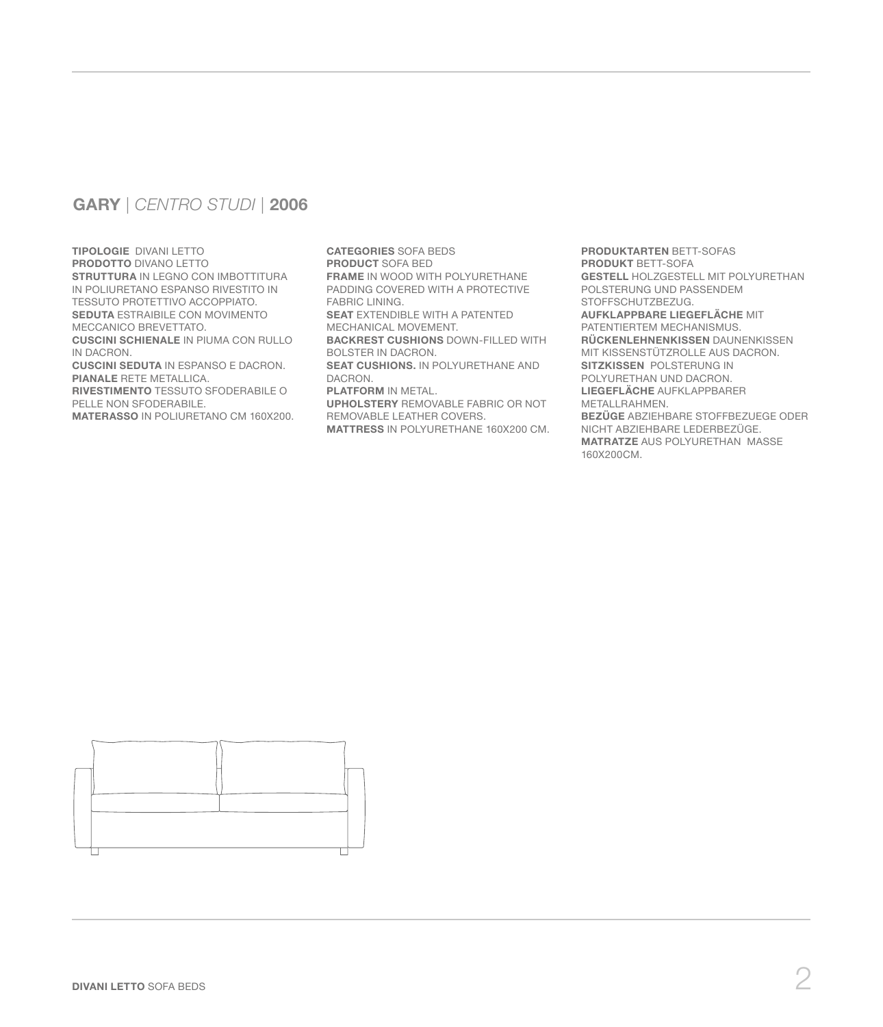## **GARY** | *CENTRO STUDI* | **2006**

**TIPOLOGIE** DIVANI LETTO
**PRODOTTO** DIVANO LETTO
**STRUTTURA** IN LEGNO CON IMBOTTITURA IN POLIURETANO ESPANSO RIVESTITO IN TESSUTO PROTETTIVO ACCOPPIATO.
**SEDUTA** ESTRAIBILE CON MOVIMENTO MECCANICO BREVETTATO.
**CUSCINI SCHIENALE** IN PIUMA CON RULLO IN DACRON.
**CUSCINI SEDUTA** IN ESPANSO E DACRON.
**PIANALE** RETE METALLICA.
**RIVESTIMENTO** TESSUTO SFODERABILE O PELLE NON SFODERABILE.
**MATERASSO** IN POLIURETANO CM 160X200.

**CATEGORIES** SOFA BEDS
**PRODUCT** SOFA BED
**FRAME** IN WOOD WITH POLYURETHANE PADDING COVERED WITH A PROTECTIVE FABRIC LINING.
**SEAT** EXTENDIBLE WITH A PATENTED MECHANICAL MOVEMENT.
**BACKREST CUSHIONS** DOWN-FILLED WITH BOLSTER IN DACRON.
**SEAT CUSHIONS.** IN POLYURETHANE AND DACRON.
**PLATFORM** IN METAL.
**UPHOLSTERY** REMOVABLE FABRIC OR NOT REMOVABLE LEATHER COVERS.
**MATTRESS** IN POLYURETHANE 160X200 CM.

**PRODUKTARTEN** BETT-SOFAS
**PRODUKT** BETT-SOFA
**GESTELL** HOLZGESTELL MIT POLYURETHAN POLSTERUNG UND PASSENDEM STOFFSCHUTZBEZUG.
**AUFKLAPPBARE LIEGEFLÄCHE** MIT PATENTIERTEM MECHANISMUS.
**RÜCKENLEHNENKISSEN** DAUNENKISSEN MIT KISSENSTÜTZROLLE AUS DACRON.
**SITZKISSEN** POLSTERUNG IN POLYURETHAN UND DACRON.
**LIEGEFLÄCHE** AUFKLAPPBARER METALLRAHMEN.
**BEZÜGE** ABZIEHBARE STOFFBEZUEGE ODER NICHT ABZIEHBARE LEDERBEZÜGE.
**MATRATZE** AUS POLYURETHAN MASSE 160X200CM.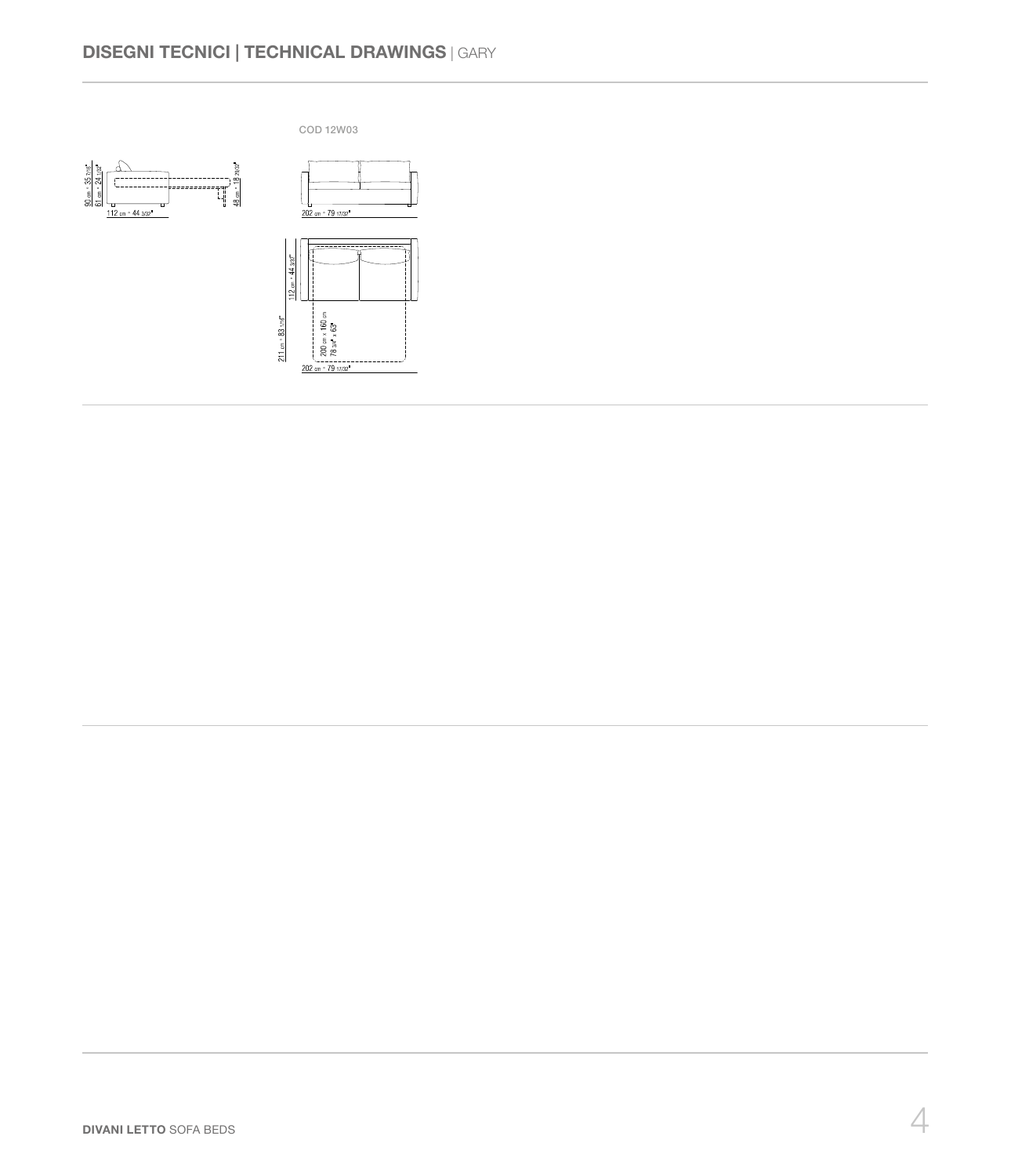## DISEGNI TECNICI | TECHNICAL DRAWINGS | GARY

COD 12W03

90 cm • 35 7/16"
61 cm • 24 1/32"
48 cm • 18 29/32"
112 cm • 44 3/32"

202 cm • 79 17/32"

112 cm • 44 3/32"
211 cm • 83 1/16"
200 cm x 160 cm
78 3/4" x 63"
202 cm • 79 17/32"

**DIVANI LETTO** SOFA BEDS